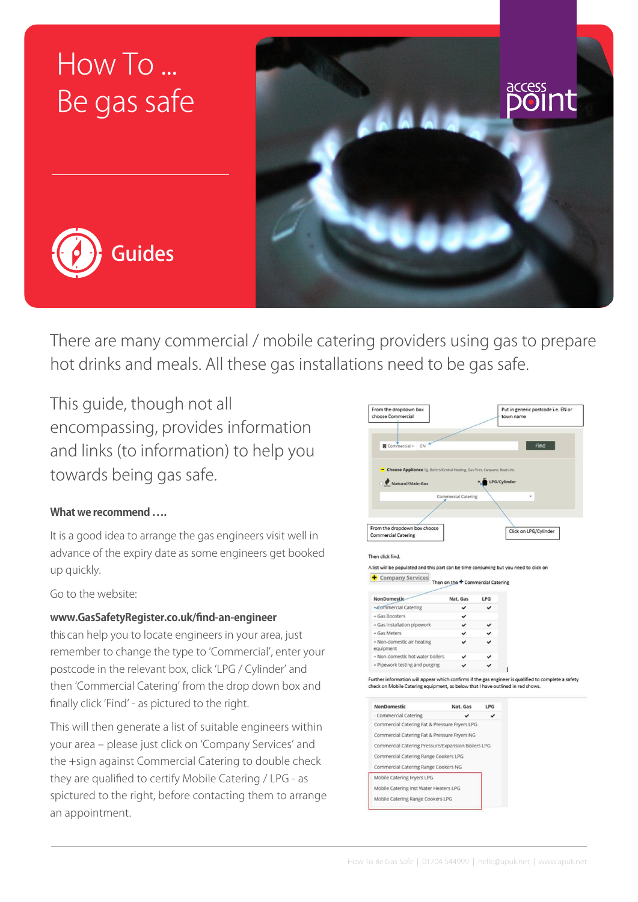# How To ... Be gas safe

Guides

There are many commercial / mobile catering providers using gas to prepare hot drinks and meals. All these gas installations need to be gas safe.

This guide, though not all encompassing, provides information and links (to information) to help you towards being gas safe.

### What we recommend ….

It is a good idea to arrange the gas engineers visit well in advance of the expiry date as some engineers get booked up quickly.

Go to the website:

**www.GasSafetyRegister.co.uk/find-an-engineer**
this can help you to locate engineers in your area, just remember to change the type to 'Commercial', enter your postcode in the relevant box, click 'LPG / Cylinder' and then 'Commercial Catering' from the drop down box and finally click 'Find' - as pictured to the right.

This will then generate a list of suitable engineers within your area – please just click on 'Company Services' and the +sign against Commercial Catering to double check they are qualified to certify Mobile Catering / LPG - as spictured to the right, before contacting them to arrange an appointment.

From the dropdown box choose Commercial

Put in generic postcode i.e. EN or town name

From the dropdown box choose Commercial Catering

Click on LPG/Cylinder

Then click find.

A list will be populated and this part can be time consuming but you need to click on Company Services

Then on the + Commercial Catering

| NonDomestic | Nat. Gas | LPG |
|---|---|---|
| + Commercial Catering | ✔ | ✔ |
| + Gas Boosters | ✔ | |
| + Gas installation pipework | ✔ | ✔ |
| + Gas Meters | ✔ | ✔ |
| + Non-domestic air heating equipment | ✔ | ✔ |
| + Non-domestic hot water boilers | ✔ | ✔ |
| + Pipework testing and purging | ✔ | ✔ |

Further information will appear which confirms if the gas engineer is qualified to complete a safety check on Mobile Catering equipment, as below that I have outlined in red shows.

| NonDomestic | Nat. Gas | LPG |
|---|---|---|
| - Commercial Catering | ✔ | ✔ |
| Commercial Catering Fat & Pressure Fryers LPG | | |
| Commercial Catering Fat & Pressure Fryers NG | | |
| Commercial Catering Pressure/Expansion Boilers LPG | | |
| Commercial Catering Range Cookers LPG | | |
| Commercial Catering Range Cookers NG | | |
| Mobile Catering Fryers LPG | | |
| Mobile Catering Inst Water Heaters LPG | | |
| Mobile Catering Range Cookers LPG | | |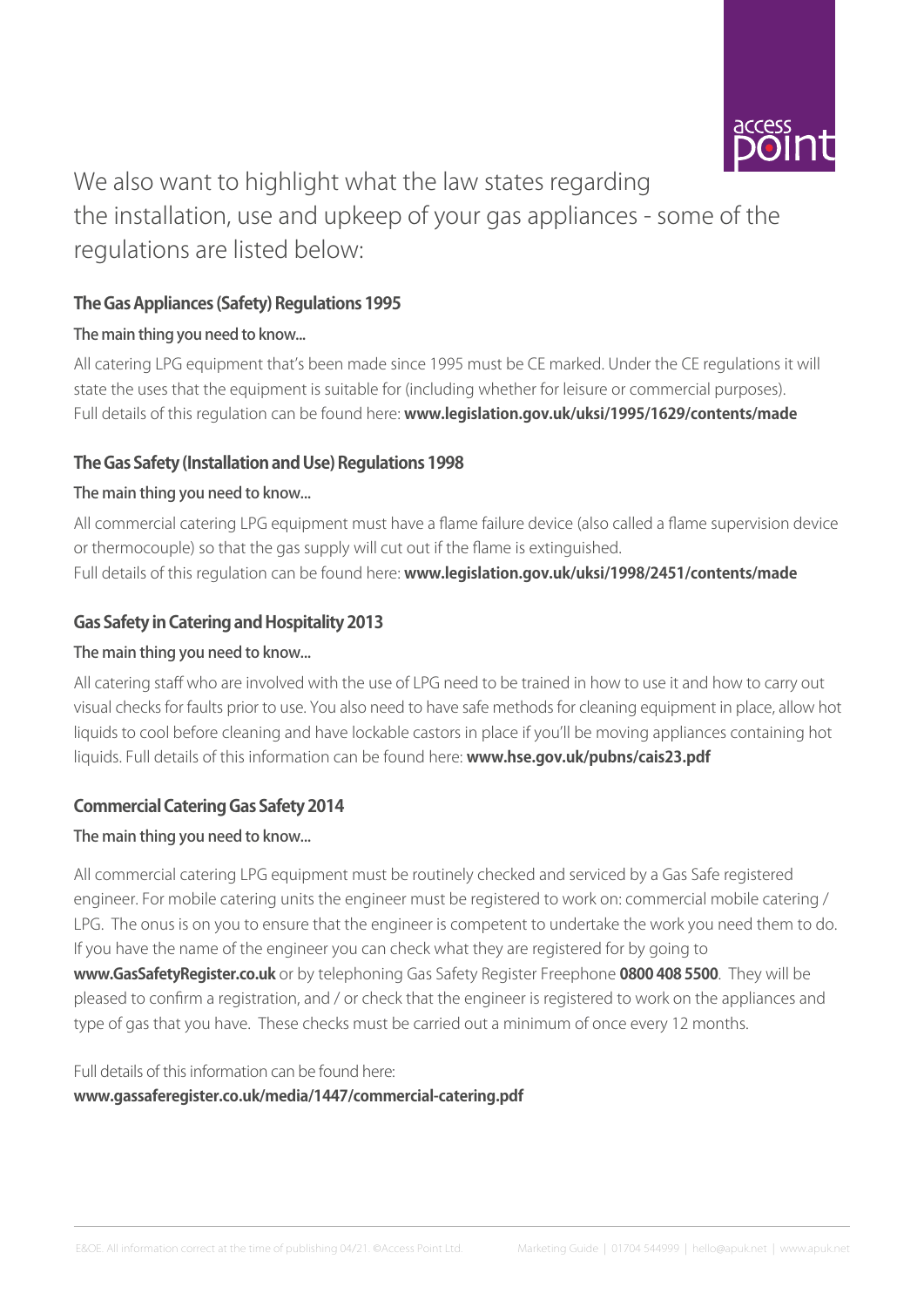We also want to highlight what the law states regarding the installation, use and upkeep of your gas appliances - some of the regulations are listed below:

## The Gas Appliances (Safety) Regulations 1995

### The main thing you need to know...

All catering LPG equipment that's been made since 1995 must be CE marked. Under the CE regulations it will state the uses that the equipment is suitable for (including whether for leisure or commercial purposes).
Full details of this regulation can be found here: **www.legislation.gov.uk/uksi/1995/1629/contents/made**

## The Gas Safety (Installation and Use) Regulations 1998

### The main thing you need to know...

All commercial catering LPG equipment must have a flame failure device (also called a flame supervision device or thermocouple) so that the gas supply will cut out if the flame is extinguished.
Full details of this regulation can be found here: **www.legislation.gov.uk/uksi/1998/2451/contents/made**

## Gas Safety in Catering and Hospitality 2013

### The main thing you need to know...

All catering staff who are involved with the use of LPG need to be trained in how to use it and how to carry out visual checks for faults prior to use. You also need to have safe methods for cleaning equipment in place, allow hot liquids to cool before cleaning and have lockable castors in place if you'll be moving appliances containing hot liquids. Full details of this information can be found here: **www.hse.gov.uk/pubns/cais23.pdf**

## Commercial Catering Gas Safety 2014

### The main thing you need to know...

All commercial catering LPG equipment must be routinely checked and serviced by a Gas Safe registered engineer. For mobile catering units the engineer must be registered to work on: commercial mobile catering / LPG. The onus is on you to ensure that the engineer is competent to undertake the work you need them to do. If you have the name of the engineer you can check what they are registered for by going to **www.GasSafetyRegister.co.uk** or by telephoning Gas Safety Register Freephone **0800 408 5500**. They will be pleased to confirm a registration, and / or check that the engineer is registered to work on the appliances and type of gas that you have. These checks must be carried out a minimum of once every 12 months.

Full details of this information can be found here:
**www.gassaferegister.co.uk/media/1447/commercial-catering.pdf**